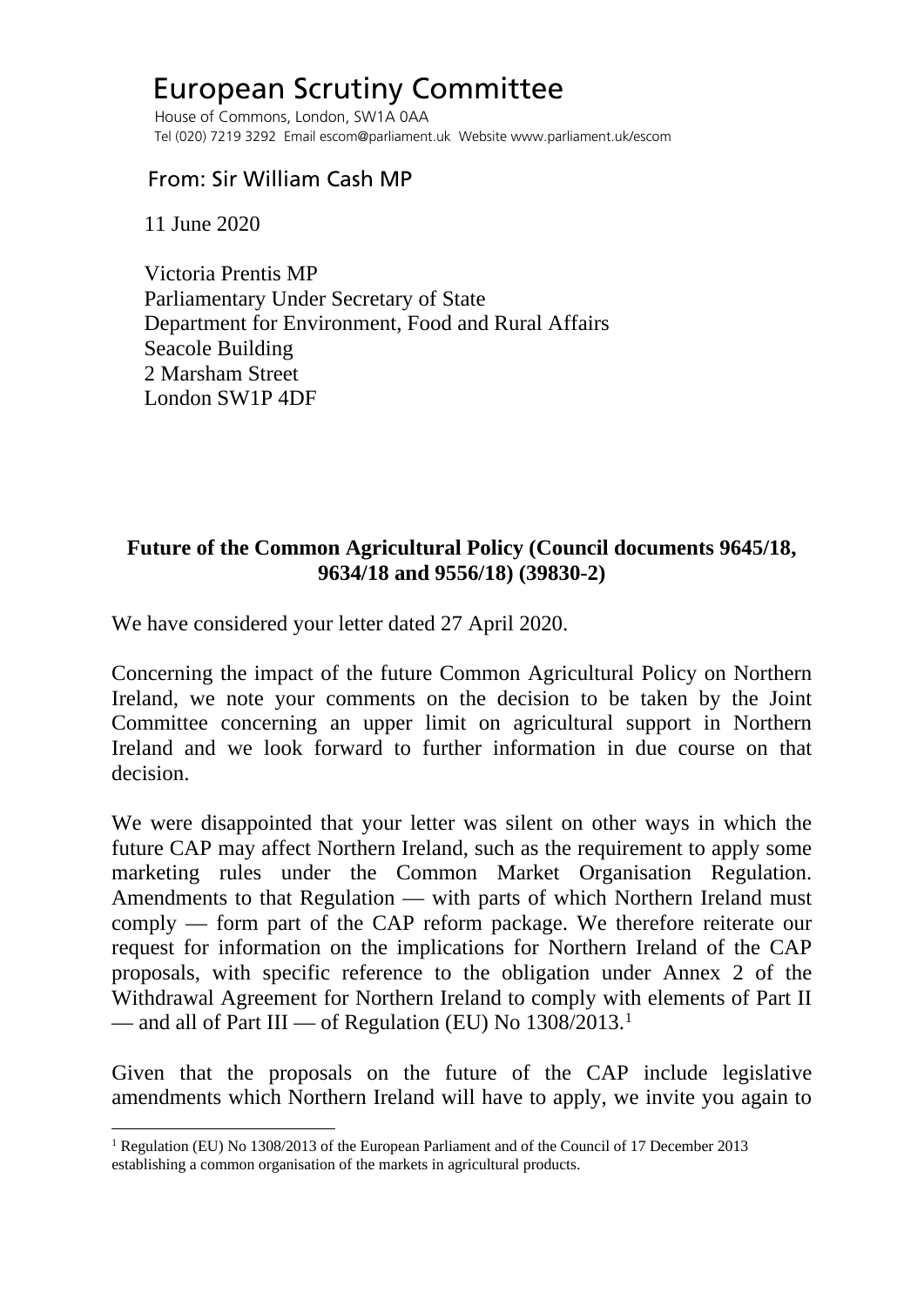# European Scrutiny Committee

House of Commons, London, SW1A 0AA
Tel (020) 7219 3292 Email escom@parliament.uk Website www.parliament.uk/escom

## From: Sir William Cash MP

11 June 2020

Victoria Prentis MP
Parliamentary Under Secretary of State
Department for Environment, Food and Rural Affairs
Seacole Building
2 Marsham Street
London SW1P 4DF

**Future of the Common Agricultural Policy (Council documents 9645/18, 9634/18 and 9556/18) (39830-2)**

We have considered your letter dated 27 April 2020.

Concerning the impact of the future Common Agricultural Policy on Northern Ireland, we note your comments on the decision to be taken by the Joint Committee concerning an upper limit on agricultural support in Northern Ireland and we look forward to further information in due course on that decision.

We were disappointed that your letter was silent on other ways in which the future CAP may affect Northern Ireland, such as the requirement to apply some marketing rules under the Common Market Organisation Regulation. Amendments to that Regulation — with parts of which Northern Ireland must comply — form part of the CAP reform package. We therefore reiterate our request for information on the implications for Northern Ireland of the CAP proposals, with specific reference to the obligation under Annex 2 of the Withdrawal Agreement for Northern Ireland to comply with elements of Part II — and all of Part III — of Regulation (EU) No 1308/2013.[1]

Given that the proposals on the future of the CAP include legislative amendments which Northern Ireland will have to apply, we invite you again to

[1] Regulation (EU) No 1308/2013 of the European Parliament and of the Council of 17 December 2013 establishing a common organisation of the markets in agricultural products.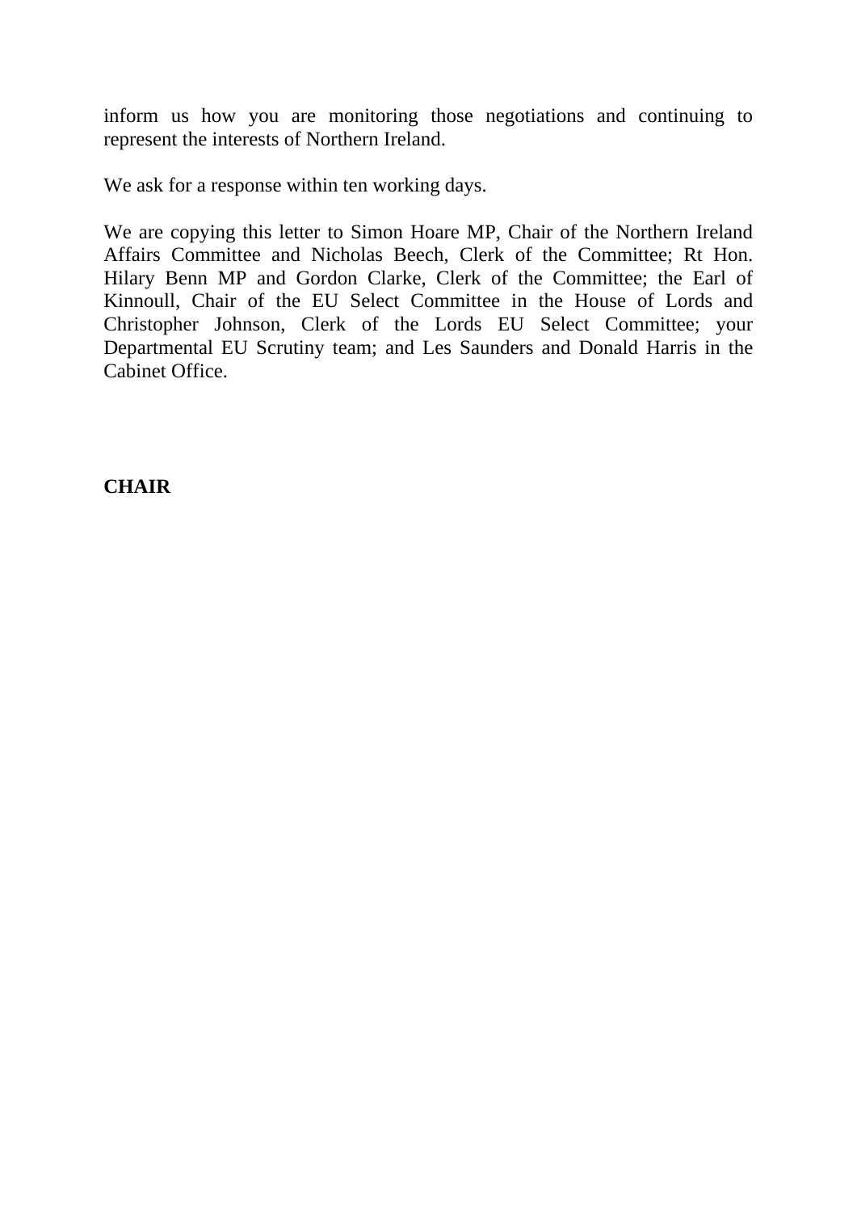inform us how you are monitoring those negotiations and continuing to represent the interests of Northern Ireland.

We ask for a response within ten working days.

We are copying this letter to Simon Hoare MP, Chair of the Northern Ireland Affairs Committee and Nicholas Beech, Clerk of the Committee; Rt Hon. Hilary Benn MP and Gordon Clarke, Clerk of the Committee; the Earl of Kinnoull, Chair of the EU Select Committee in the House of Lords and Christopher Johnson, Clerk of the Lords EU Select Committee; your Departmental EU Scrutiny team; and Les Saunders and Donald Harris in the Cabinet Office.

**CHAIR**